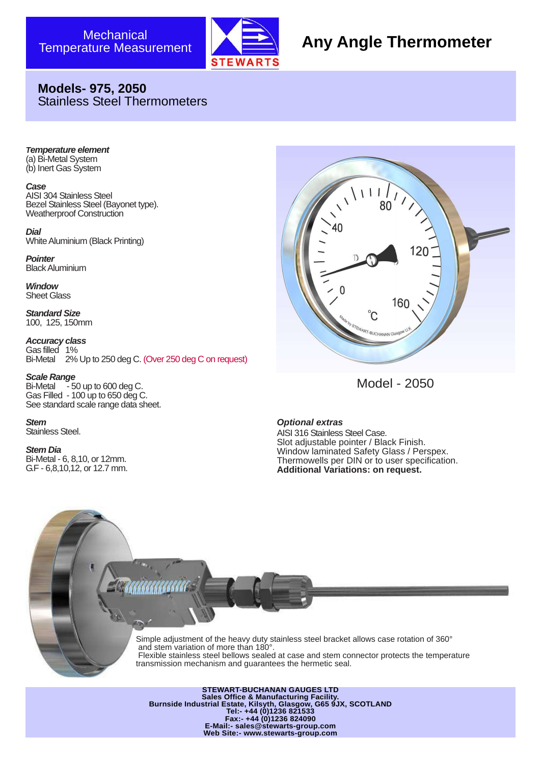Mechanical Temperature Measurement

STEWARTS

# Any Angle Thermometer

## Models- 975, 2050
Stainless Steel Thermometers

***Temperature element***
(a) Bi-Metal System
(b) Inert Gas System

***Case***
AISI 304 Stainless Steel
Bezel Stainless Steel (Bayonet type).
Weatherproof Construction

***Dial***
White Aluminium (Black Printing)

***Pointer***
Black Aluminium

***Window***
Sheet Glass

***Standard Size***
100, 125, 150mm

***Accuracy class***
Gas filled 1%
Bi-Metal 2% Up to 250 deg C. (Over 250 deg C on request)

***Scale Range***
Bi-Metal - 50 up to 600 deg C.
Gas Filled - 100 up to 650 deg C.
See standard scale range data sheet.

***Stem***
Stainless Steel.

***Stem Dia***
Bi-Metal - 6, 8,10, or 12mm.
G.F - 6,8,10,12, or 12.7 mm.

Model - 2050

***Optional extras***
AISI 316 Stainless Steel Case.
Slot adjustable pointer / Black Finish.
Window laminated Safety Glass / Perspex.
Thermowells per DIN or to user specification.
**Additional Variations: on request.**

Simple adjustment of the heavy duty stainless steel bracket allows case rotation of 360° and stem variation of more than 180°.
Flexible stainless steel bellows sealed at case and stem connector protects the temperature transmission mechanism and guarantees the hermetic seal.

**STEWART-BUCHANAN GAUGES LTD**
**Sales Office & Manufacturing Facility.**
**Burnside Industrial Estate, Kilsyth, Glasgow, G65 9JX, SCOTLAND**
**Tel:- +44 (0)1236 821533**
**Fax:- +44 (0)1236 824090**
**E-Mail:- sales@stewarts-group.com**
**Web Site:- www.stewarts-group.com**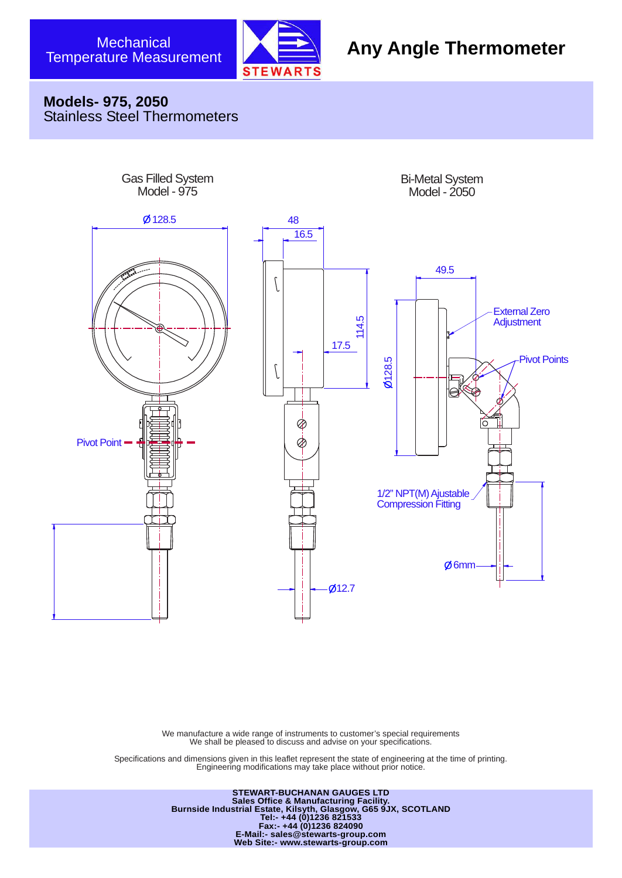Mechanical Temperature Measurement

STEWARTS

# Any Angle Thermometer

**Models- 975, 2050**
Stainless Steel Thermometers

Gas Filled System
Model - 975

Bi-Metal System
Model - 2050

Ø128.5

48

16.5

114.5

17.5

49.5

Ø128.5

External Zero Adjustment

Pivot Points

Pivot Point

1/2" NPT(M) Ajustable Compression Fitting

Ø6mm

Ø12.7

We manufacture a wide range of instruments to customer's special requirements
We shall be pleased to discuss and advise on your specifications.

Specifications and dimensions given in this leaflet represent the state of engineering at the time of printing.
Engineering modifications may take place without prior notice.

**STEWART-BUCHANAN GAUGES LTD**
**Sales Office & Manufacturing Facility.**
**Burnside Industrial Estate, Kilsyth, Glasgow, G65 9JX, SCOTLAND**
**Tel:- +44 (0)1236 821533**
**Fax:- +44 (0)1236 824090**
**E-Mail:- sales@stewarts-group.com**
**Web Site:- www.stewarts-group.com**